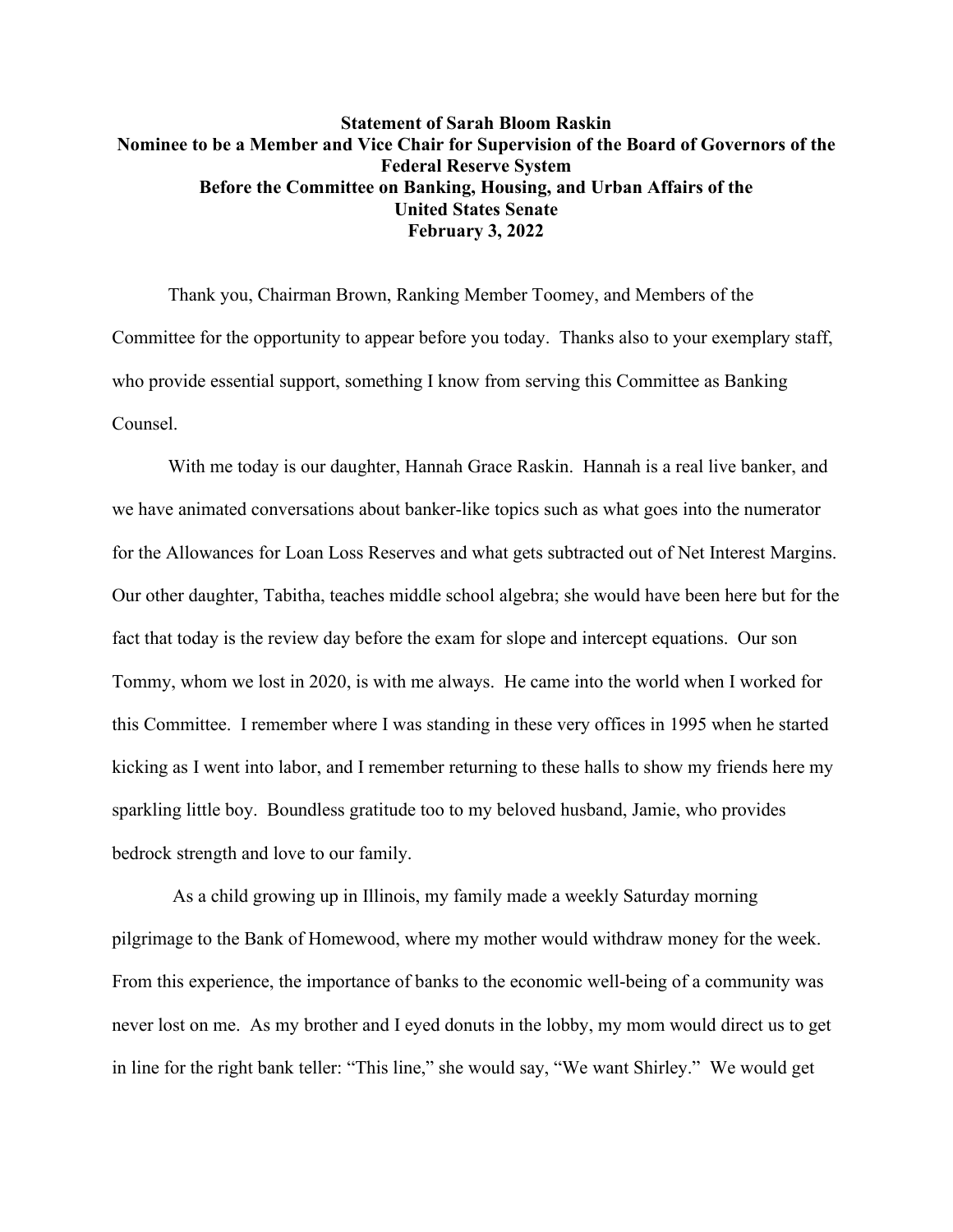**Statement of Sarah Bloom Raskin**
**Nominee to be a Member and Vice Chair for Supervision of the Board of Governors of the Federal Reserve System**
**Before the Committee on Banking, Housing, and Urban Affairs of the United States Senate**
**February 3, 2022**

Thank you, Chairman Brown, Ranking Member Toomey, and Members of the Committee for the opportunity to appear before you today. Thanks also to your exemplary staff, who provide essential support, something I know from serving this Committee as Banking Counsel.

With me today is our daughter, Hannah Grace Raskin. Hannah is a real live banker, and we have animated conversations about banker-like topics such as what goes into the numerator for the Allowances for Loan Loss Reserves and what gets subtracted out of Net Interest Margins. Our other daughter, Tabitha, teaches middle school algebra; she would have been here but for the fact that today is the review day before the exam for slope and intercept equations. Our son Tommy, whom we lost in 2020, is with me always. He came into the world when I worked for this Committee. I remember where I was standing in these very offices in 1995 when he started kicking as I went into labor, and I remember returning to these halls to show my friends here my sparkling little boy. Boundless gratitude too to my beloved husband, Jamie, who provides bedrock strength and love to our family.

As a child growing up in Illinois, my family made a weekly Saturday morning pilgrimage to the Bank of Homewood, where my mother would withdraw money for the week. From this experience, the importance of banks to the economic well-being of a community was never lost on me. As my brother and I eyed donuts in the lobby, my mom would direct us to get in line for the right bank teller: "This line," she would say, "We want Shirley." We would get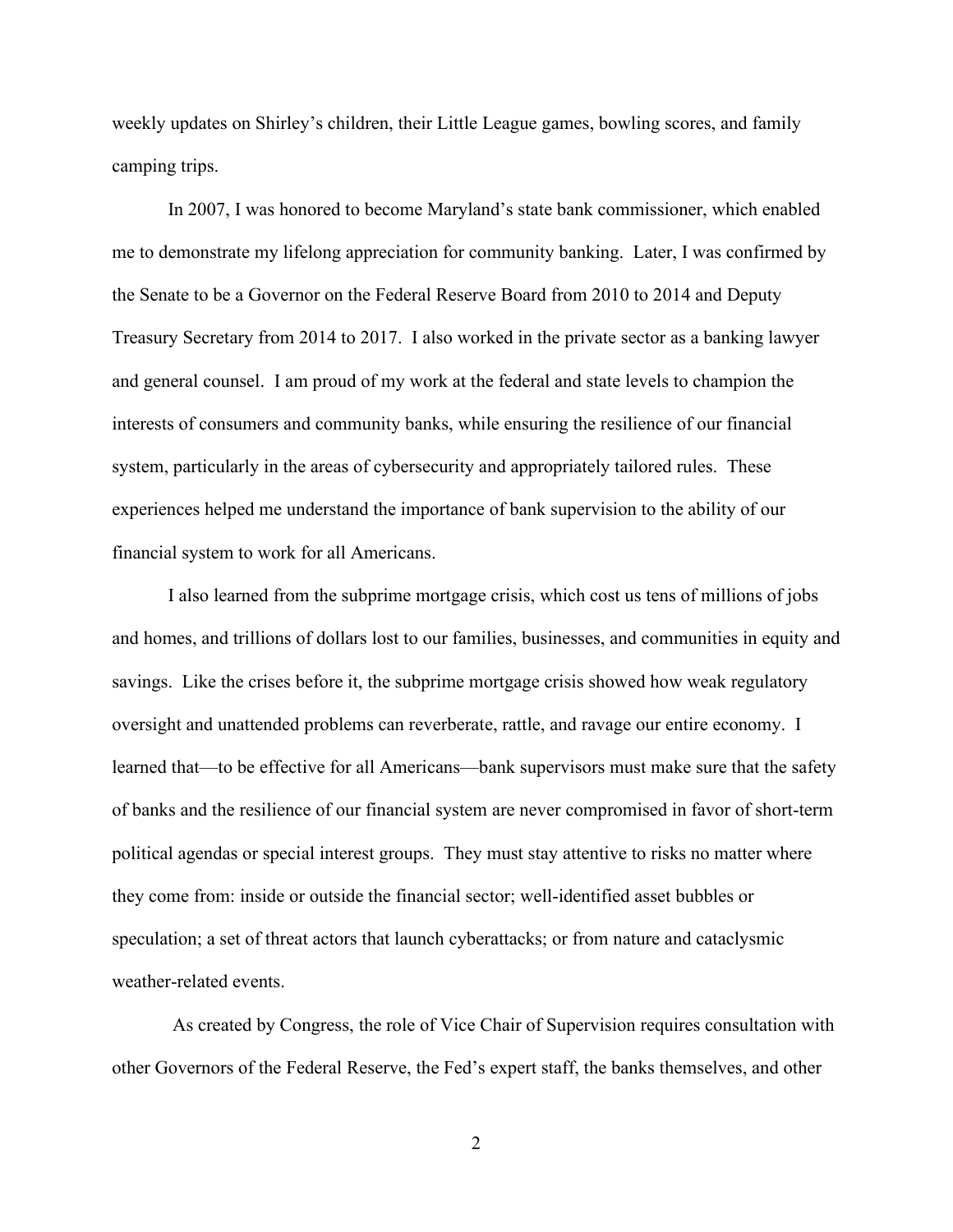weekly updates on Shirley's children, their Little League games, bowling scores, and family camping trips.

In 2007, I was honored to become Maryland's state bank commissioner, which enabled me to demonstrate my lifelong appreciation for community banking. Later, I was confirmed by the Senate to be a Governor on the Federal Reserve Board from 2010 to 2014 and Deputy Treasury Secretary from 2014 to 2017. I also worked in the private sector as a banking lawyer and general counsel. I am proud of my work at the federal and state levels to champion the interests of consumers and community banks, while ensuring the resilience of our financial system, particularly in the areas of cybersecurity and appropriately tailored rules. These experiences helped me understand the importance of bank supervision to the ability of our financial system to work for all Americans.

I also learned from the subprime mortgage crisis, which cost us tens of millions of jobs and homes, and trillions of dollars lost to our families, businesses, and communities in equity and savings. Like the crises before it, the subprime mortgage crisis showed how weak regulatory oversight and unattended problems can reverberate, rattle, and ravage our entire economy. I learned that—to be effective for all Americans—bank supervisors must make sure that the safety of banks and the resilience of our financial system are never compromised in favor of short-term political agendas or special interest groups. They must stay attentive to risks no matter where they come from: inside or outside the financial sector; well-identified asset bubbles or speculation; a set of threat actors that launch cyberattacks; or from nature and cataclysmic weather-related events.

As created by Congress, the role of Vice Chair of Supervision requires consultation with other Governors of the Federal Reserve, the Fed's expert staff, the banks themselves, and other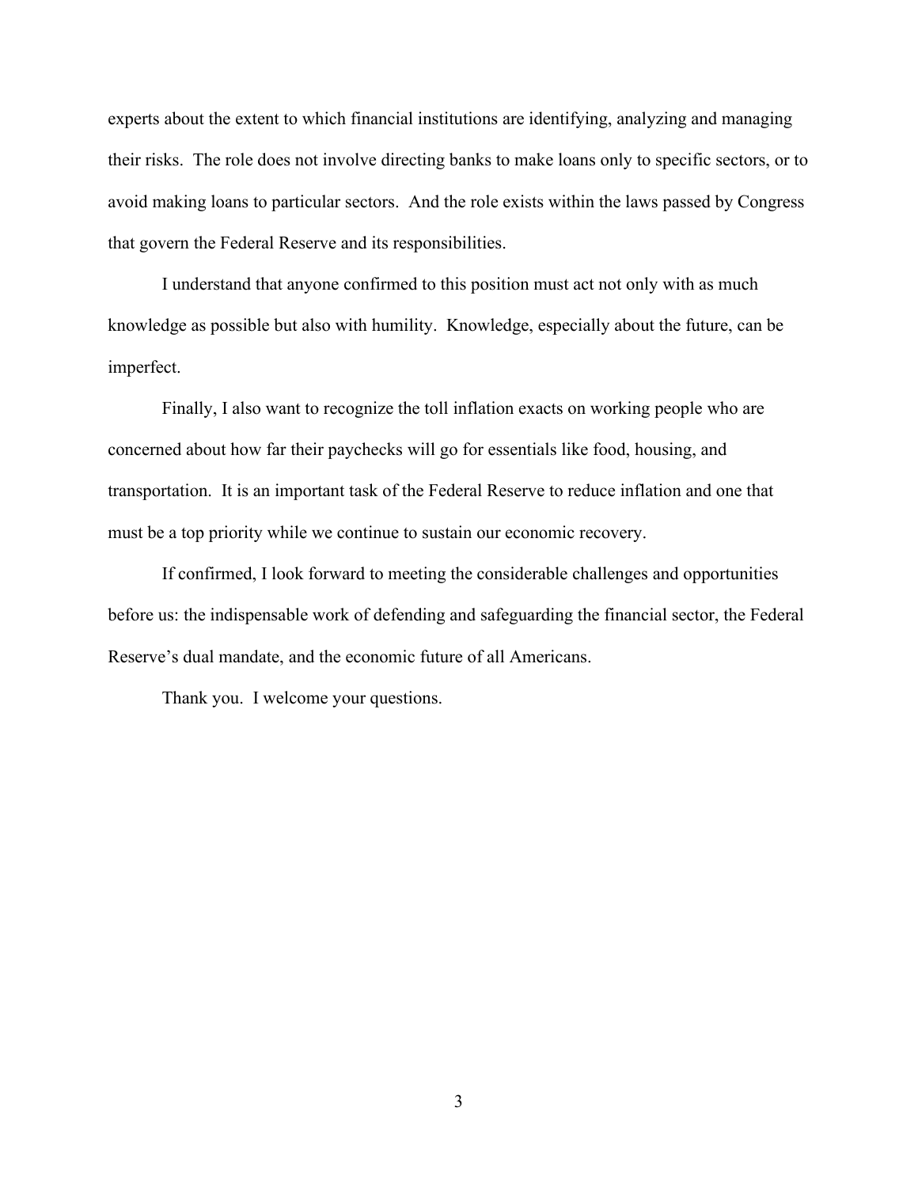experts about the extent to which financial institutions are identifying, analyzing and managing their risks. The role does not involve directing banks to make loans only to specific sectors, or to avoid making loans to particular sectors. And the role exists within the laws passed by Congress that govern the Federal Reserve and its responsibilities.

I understand that anyone confirmed to this position must act not only with as much knowledge as possible but also with humility. Knowledge, especially about the future, can be imperfect.

Finally, I also want to recognize the toll inflation exacts on working people who are concerned about how far their paychecks will go for essentials like food, housing, and transportation. It is an important task of the Federal Reserve to reduce inflation and one that must be a top priority while we continue to sustain our economic recovery.

If confirmed, I look forward to meeting the considerable challenges and opportunities before us: the indispensable work of defending and safeguarding the financial sector, the Federal Reserve's dual mandate, and the economic future of all Americans.

Thank you. I welcome your questions.